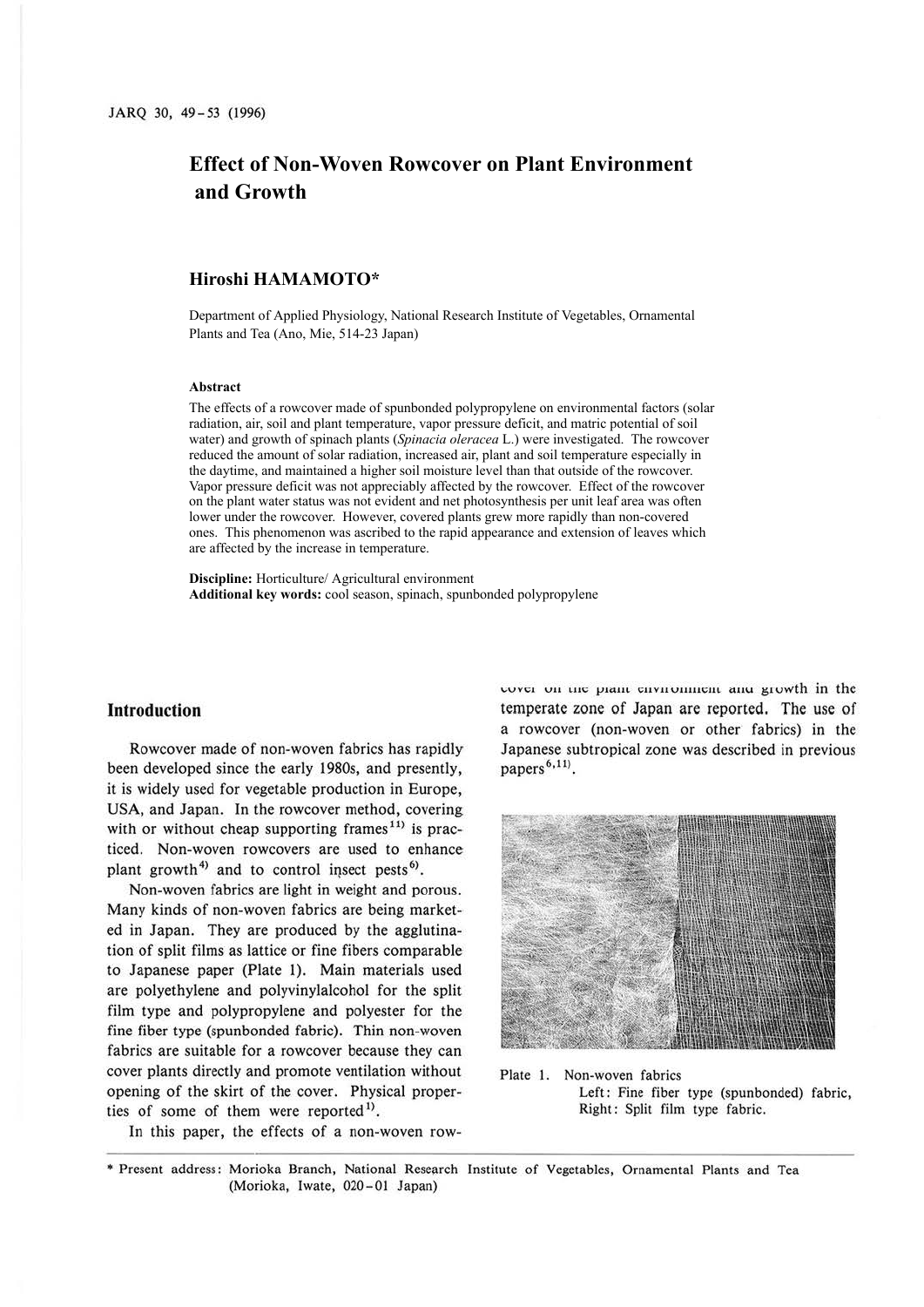# Effect of Non-Woven Rowcover on Plant Environment and Growth

### Hiroshi HAMAMOTO*

Department of Applied Physiology, National Research Institute of Vegetables, Ornamental Plants and Tea (Ano, Mie, 514-23 Japan)

#### Abstract

The effects of a rowcover made of spunbonded polypropylene on environmental factors (solar radiation, air, soil and plant temperature, vapor pressure deficit, and matric potential of soil water) and growth of spinach plants (*Spinacia oleracea* L.) were investigated. The rowcover reduced the amount of solar radiation, increased air, plant and soil temperature especially in the daytime, and maintained a higher soil moisture level than that outside of the rowcover. Vapor pressure deficit was not appreciably affected by the rowcover. Effect of the rowcover on the plant water status was not evident and net photosynthesis per unit leaf area was often lower under the rowcover. However, covered plants grew more rapidly than non-covered ones. This phenomenon was ascribed to the rapid appearance and extension of leaves which are affected by the increase in temperature.

**Discipline:** Horticulture/ Agricultural environment
**Additional key words:** cool season, spinach, spunbonded polypropylene

## Introduction

Rowcover made of non-woven fabrics has rapidly been developed since the early 1980s, and presently, it is widely used for vegetable production in Europe, USA, and Japan. In the rowcover method, covering with or without cheap supporting frames[11] is practiced. Non-woven rowcovers are used to enhance plant growth[4] and to control insect pests[6].

Non-woven fabrics are light in weight and porous. Many kinds of non-woven fabrics are being marketed in Japan. They are produced by the agglutination of split films as lattice or fine fibers comparable to Japanese paper (Plate 1). Main materials used are polyethylene and polyvinylalcohol for the split film type and polypropylene and polyester for the fine fiber type (spunbonded fabric). Thin non-woven fabrics are suitable for a rowcover because they can cover plants directly and promote ventilation without opening of the skirt of the cover. Physical properties of some of them were reported[1].

In this paper, the effects of a non-woven rowcover on the plant environment and growth in the temperate zone of Japan are reported. The use of a rowcover (non-woven or other fabrics) in the Japanese subtropical zone was described in previous papers[6,11].

Plate 1. Non-woven fabrics
Left: Fine fiber type (spunbonded) fabric,
Right: Split film type fabric.

* Present address: Morioka Branch, National Research Institute of Vegetables, Ornamental Plants and Tea (Morioka, Iwate, 020-01 Japan)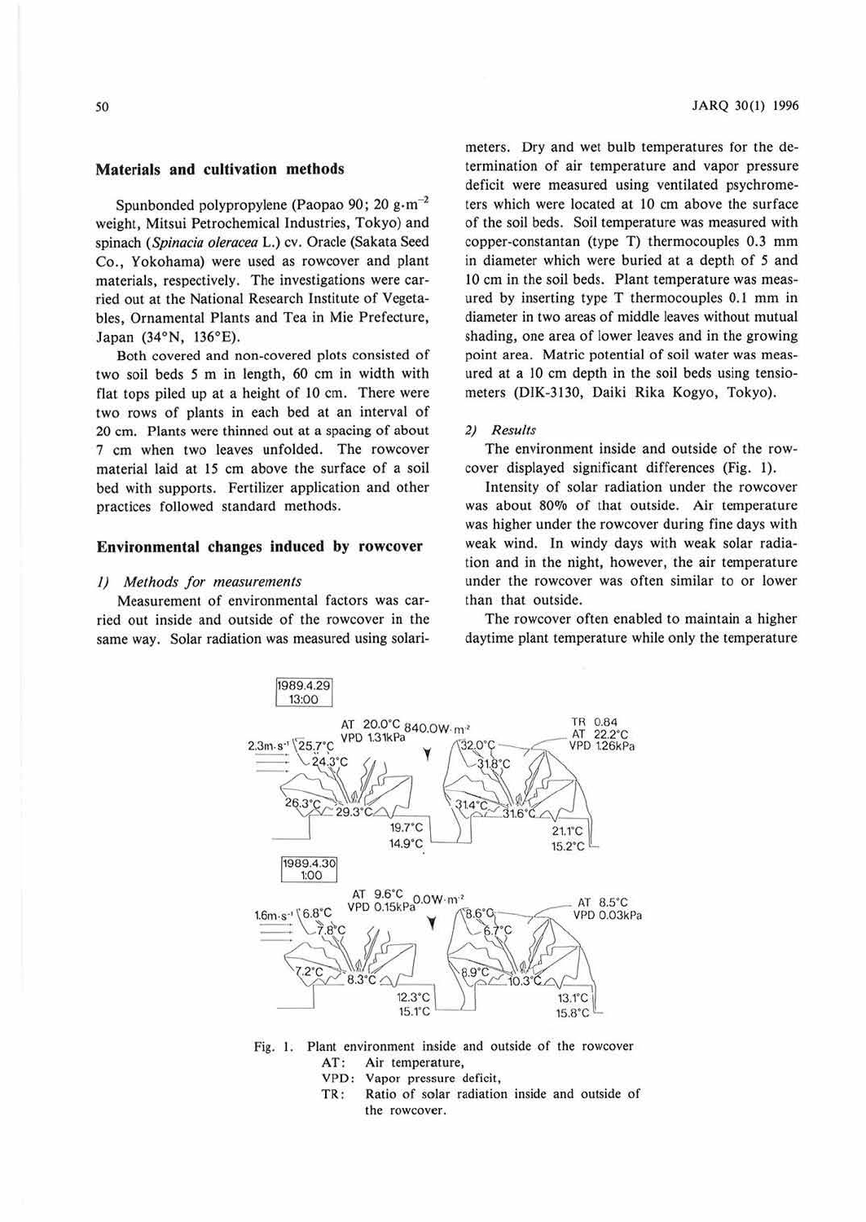## Materials and cultivation methods

Spunbonded polypropylene (Paopao 90; 20 g·m$^{-2}$ weight, Mitsui Petrochemical Industries, Tokyo) and spinach (*Spinacia oleracea* L.) cv. Oracle (Sakata Seed Co., Yokohama) were used as rowcover and plant materials, respectively. The investigations were carried out at the National Research Institute of Vegetables, Ornamental Plants and Tea in Mie Prefecture, Japan (34°N, 136°E).

Both covered and non-covered plots consisted of two soil beds 5 m in length, 60 cm in width with flat tops piled up at a height of 10 cm. There were two rows of plants in each bed at an interval of 20 cm. Plants were thinned out at a spacing of about 7 cm when two leaves unfolded. The rowcover material laid at 15 cm above the surface of a soil bed with supports. Fertilizer application and other practices followed standard methods.

## Environmental changes induced by rowcover

### 1) Methods for measurements

Measurement of environmental factors was carried out inside and outside of the rowcover in the same way. Solar radiation was measured using solarimeters. Dry and wet bulb temperatures for the determination of air temperature and vapor pressure deficit were measured using ventilated psychrometers which were located at 10 cm above the surface of the soil beds. Soil temperature was measured with copper-constantan (type T) thermocouples 0.3 mm in diameter which were buried at a depth of 5 and 10 cm in the soil beds. Plant temperature was measured by inserting type T thermocouples 0.1 mm in diameter in two areas of middle leaves without mutual shading, one area of lower leaves and in the growing point area. Matric potential of soil water was measured at a 10 cm depth in the soil beds using tensiometers (DIK-3130, Daiki Rika Kogyo, Tokyo).

### 2) Results

The environment inside and outside of the rowcover displayed significant differences (Fig. 1).

Intensity of solar radiation under the rowcover was about 80% of that outside. Air temperature was higher under the rowcover during fine days with weak wind. In windy days with weak solar radiation and in the night, however, the air temperature under the rowcover was often similar to or lower than that outside.

The rowcover often enabled to maintain a higher daytime plant temperature while only the temperature

Fig. 1. Plant environment inside and outside of the rowcover
AT: Air temperature,
VPD: Vapor pressure deficit,
TR: Ratio of solar radiation inside and outside of the rowcover.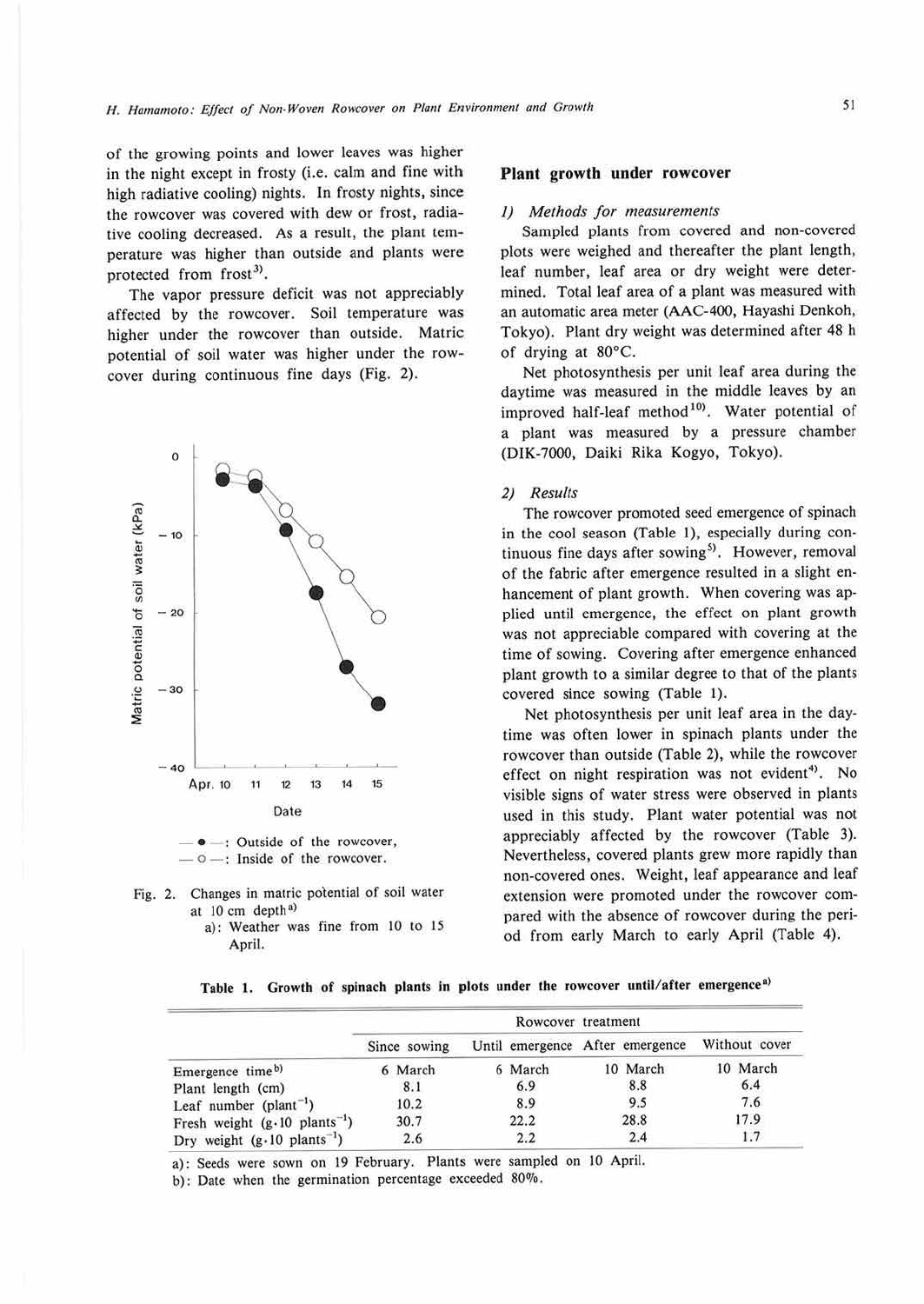of the growing points and lower leaves was higher in the night except in frosty (i.e. calm and fine with high radiative cooling) nights. In frosty nights, since the rowcover was covered with dew or frost, radiative cooling decreased. As a result, the plant temperature was higher than outside and plants were protected from frost[3].

The vapor pressure deficit was not appreciably affected by the rowcover. Soil temperature was higher under the rowcover than outside. Matric potential of soil water was higher under the rowcover during continuous fine days (Fig. 2).

Fig. 2. Changes in matric potential of soil water at 10 cm depth[a)]
a): Weather was fine from 10 to 15 April.

## Plant growth under rowcover

### 1) *Methods for measurements*

Sampled plants from covered and non-covered plots were weighed and thereafter the plant length, leaf number, leaf area or dry weight were determined. Total leaf area of a plant was measured with an automatic area meter (AAC-400, Hayashi Denkoh, Tokyo). Plant dry weight was determined after 48 h of drying at 80°C.

Net photosynthesis per unit leaf area during the daytime was measured in the middle leaves by an improved half-leaf method[10]. Water potential of a plant was measured by a pressure chamber (DIK-7000, Daiki Rika Kogyo, Tokyo).

### 2) *Results*

The rowcover promoted seed emergence of spinach in the cool season (Table 1), especially during continuous fine days after sowing[5]. However, removal of the fabric after emergence resulted in a slight enhancement of plant growth. When covering was applied until emergence, the effect on plant growth was not appreciable compared with covering at the time of sowing. Covering after emergence enhanced plant growth to a similar degree to that of the plants covered since sowing (Table 1).

Net photosynthesis per unit leaf area in the daytime was often lower in spinach plants under the rowcover than outside (Table 2), while the rowcover effect on night respiration was not evident[4]. No visible signs of water stress were observed in plants used in this study. Plant water potential was not appreciably affected by the rowcover (Table 3). Nevertheless, covered plants grew more rapidly than non-covered ones. Weight, leaf appearance and leaf extension were promoted under the rowcover compared with the absence of rowcover during the period from early March to early April (Table 4).

**Table 1. Growth of spinach plants in plots under the rowcover until/after emergence[a)]**

| | Rowcover treatment | | | |
|---|---|---|---|---|
| | Since sowing | Until emergence | After emergence | Without cover |
| Emergence time[b)] | 6 March | 6 March | 10 March | 10 March |
| Plant length (cm) | 8.1 | 6.9 | 8.8 | 6.4 |
| Leaf number ($plant^{-1}$) | 10.2 | 8.9 | 9.5 | 7.6 |
| Fresh weight ($g \cdot 10\ plants^{-1}$) | 30.7 | 22.2 | 28.8 | 17.9 |
| Dry weight ($g \cdot 10\ plants^{-1}$) | 2.6 | 2.2 | 2.4 | 1.7 |

a): Seeds were sown on 19 February. Plants were sampled on 10 April.
b): Date when the germination percentage exceeded 80%.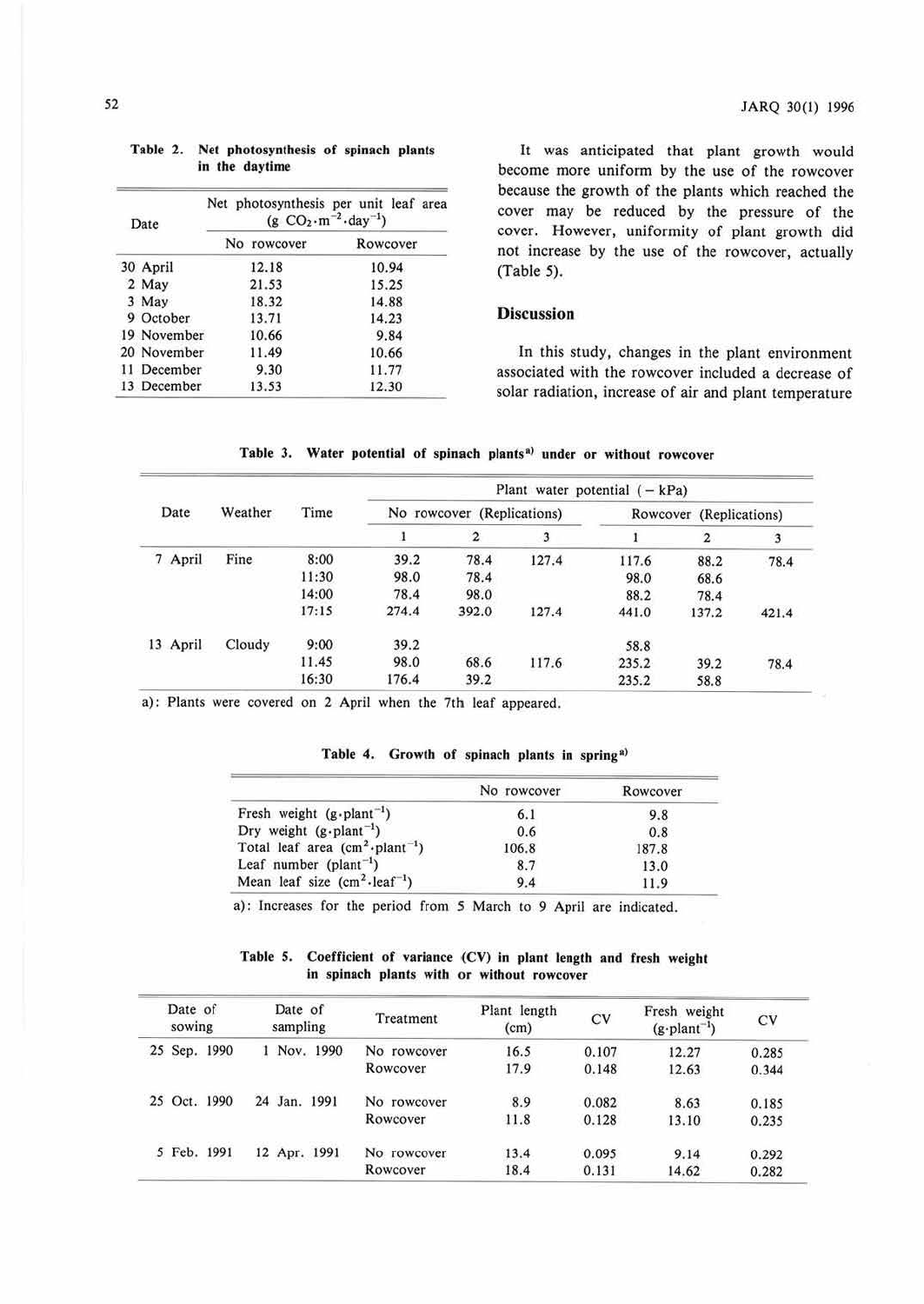**Table 2. Net photosynthesis of spinach plants in the daytime**

| Date | Net photosynthesis per unit leaf area ($g\ CO_2 \cdot m^{-2} \cdot day^{-1}$) | |
|---|---|---|
| | No rowcover | Rowcover |
| 30 April | 12.18 | 10.94 |
| 2 May | 21.53 | 15.25 |
| 3 May | 18.32 | 14.88 |
| 9 October | 13.71 | 14.23 |
| 19 November | 10.66 | 9.84 |
| 20 November | 11.49 | 10.66 |
| 11 December | 9.30 | 11.77 |
| 13 December | 13.53 | 12.30 |

It was anticipated that plant growth would become more uniform by the use of the rowcover because the growth of the plants which reached the cover may be reduced by the pressure of the cover. However, uniformity of plant growth did not increase by the use of the rowcover, actually (Table 5).

## Discussion

In this study, changes in the plant environment associated with the rowcover included a decrease of solar radiation, increase of air and plant temperature

**Table 3. Water potential of spinach plants[a] under or without rowcover**

| Date | Weather | Time | Plant water potential (− kPa) | | | | | |
|---|---|---|---|---|---|---|---|---|
| | | | No rowcover (Replications) | | | Rowcover (Replications) | | |
| | | | 1 | 2 | 3 | 1 | 2 | 3 |
| 7 April | Fine | 8:00 | 39.2 | 78.4 | 127.4 | 117.6 | 88.2 | 78.4 |
| | | 11:30 | 98.0 | 78.4 | | 98.0 | 68.6 | |
| | | 14:00 | 78.4 | 98.0 | | 88.2 | 78.4 | |
| | | 17:15 | 274.4 | 392.0 | 127.4 | 441.0 | 137.2 | 421.4 |
| 13 April | Cloudy | 9:00 | 39.2 | | | 58.8 | | |
| | | 11.45 | 98.0 | 68.6 | 117.6 | 235.2 | 39.2 | 78.4 |
| | | 16:30 | 176.4 | 39.2 | | 235.2 | 58.8 | |

a): Plants were covered on 2 April when the 7th leaf appeared.

**Table 4. Growth of spinach plants in spring[a]**

| | No rowcover | Rowcover |
|---|---|---|
| Fresh weight ($g \cdot plant^{-1}$) | 6.1 | 9.8 |
| Dry weight ($g \cdot plant^{-1}$) | 0.6 | 0.8 |
| Total leaf area ($cm^2 \cdot plant^{-1}$) | 106.8 | 187.8 |
| Leaf number ($plant^{-1}$) | 8.7 | 13.0 |
| Mean leaf size ($cm^2 \cdot leaf^{-1}$) | 9.4 | 11.9 |

a): Increases for the period from 5 March to 9 April are indicated.

**Table 5. Coefficient of variance (CV) in plant length and fresh weight in spinach plants with or without rowcover**

| Date of sowing | Date of sampling | Treatment | Plant length (cm) | CV | Fresh weight ($g \cdot plant^{-1}$) | CV |
|---|---|---|---|---|---|---|
| 25 Sep. 1990 | 1 Nov. 1990 | No rowcover | 16.5 | 0.107 | 12.27 | 0.285 |
| | | Rowcover | 17.9 | 0.148 | 12.63 | 0.344 |
| 25 Oct. 1990 | 24 Jan. 1991 | No rowcover | 8.9 | 0.082 | 8.63 | 0.185 |
| | | Rowcover | 11.8 | 0.128 | 13.10 | 0.235 |
| 5 Feb. 1991 | 12 Apr. 1991 | No rowcover | 13.4 | 0.095 | 9.14 | 0.292 |
| | | Rowcover | 18.4 | 0.131 | 14.62 | 0.282 |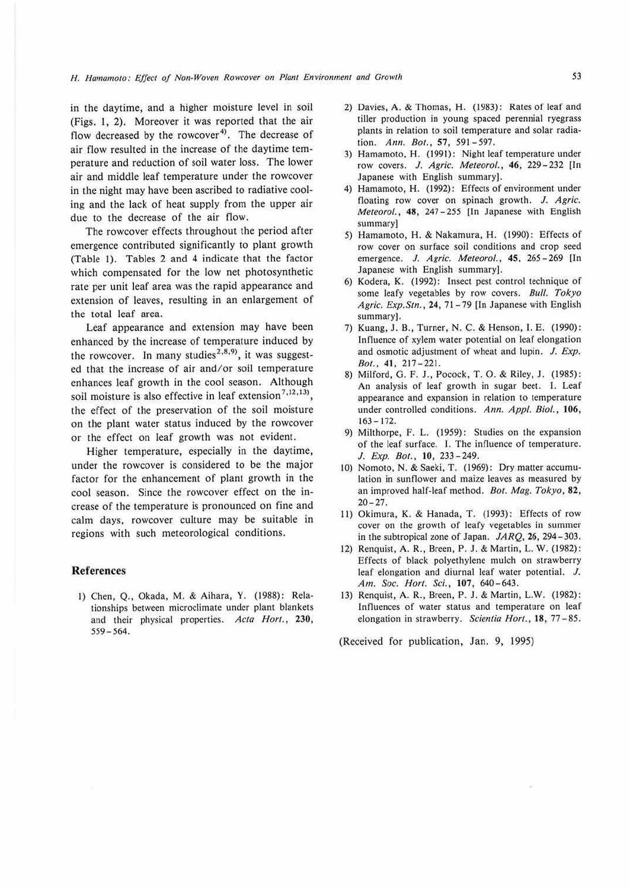in the daytime, and a higher moisture level in soil (Figs. 1, 2). Moreover it was reported that the air flow decreased by the rowcover[4]. The decrease of air flow resulted in the increase of the daytime temperature and reduction of soil water loss. The lower air and middle leaf temperature under the rowcover in the night may have been ascribed to radiative cooling and the lack of heat supply from the upper air due to the decrease of the air flow.

The rowcover effects throughout the period after emergence contributed significantly to plant growth (Table 1). Tables 2 and 4 indicate that the factor which compensated for the low net photosynthetic rate per unit leaf area was the rapid appearance and extension of leaves, resulting in an enlargement of the total leaf area.

Leaf appearance and extension may have been enhanced by the increase of temperature induced by the rowcover. In many studies[2,8,9], it was suggested that the increase of air and/or soil temperature enhances leaf growth in the cool season. Although soil moisture is also effective in leaf extension[7,12,13], the effect of the preservation of the soil moisture on the plant water status induced by the rowcover or the effect on leaf growth was not evident.

Higher temperature, especially in the daytime, under the rowcover is considered to be the major factor for the enhancement of plant growth in the cool season. Since the rowcover effect on the increase of the temperature is pronounced on fine and calm days, rowcover culture may be suitable in regions with such meteorological conditions.

## References

1) Chen, Q., Okada, M. & Aihara, Y. (1988): Relationships between microclimate under plant blankets and their physical properties. *Acta Hort.*, **230**, 559–564.
2) Davies, A. & Thomas, H. (1983): Rates of leaf and tiller production in young spaced perennial ryegrass plants in relation to soil temperature and solar radiation. *Ann. Bot.*, **57**, 591–597.
3) Hamamoto, H. (1991): Night leaf temperature under row covers. *J. Agric. Meteorol.*, **46**, 229–232 [In Japanese with English summary].
4) Hamamoto, H. (1992): Effects of environment under floating row cover on spinach growth. *J. Agric. Meteorol.*, **48**, 247–255 [In Japanese with English summary]
5) Hamamoto, H. & Nakamura, H. (1990): Effects of row cover on surface soil conditions and crop seed emergence. *J. Agric. Meteorol.*, **45**, 265–269 [In Japanese with English summary].
6) Kodera, K. (1992): Insect pest control technique of some leafy vegetables by row covers. *Bull. Tokyo Agric. Exp.Stn.*, **24**, 71–79 [In Japanese with English summary].
7) Kuang, J. B., Turner, N. C. & Henson, I. E. (1990): Influence of xylem water potential on leaf elongation and osmotic adjustment of wheat and lupin. *J. Exp. Bot.*, **41**, 217–221.
8) Milford, G. F. J., Pocock, T. O. & Riley, J. (1985): An analysis of leaf growth in sugar beet. I. Leaf appearance and expansion in relation to temperature under controlled conditions. *Ann. Appl. Biol.*, **106**, 163–172.
9) Milthorpe, F. L. (1959): Studies on the expansion of the leaf surface. I. The influence of temperature. *J. Exp. Bot.*, **10**, 233–249.
10) Nomoto, N. & Saeki, T. (1969): Dry matter accumulation in sunflower and maize leaves as measured by an improved half-leaf method. *Bot. Mag. Tokyo*, **82**, 20–27.
11) Okimura, K. & Hanada, T. (1993): Effects of row cover on the growth of leafy vegetables in summer in the subtropical zone of Japan. *JARQ*, **26**, 294–303.
12) Renquist, A. R., Breen, P. J. & Martin, L. W. (1982): Effects of black polyethylene mulch on strawberry leaf elongation and diurnal leaf water potential. *J. Am. Soc. Hort. Sci.*, **107**, 640–643.
13) Renquist, A. R., Breen, P. J. & Martin, L.W. (1982): Influences of water status and temperature on leaf elongation in strawberry. *Scientia Hort.*, **18**, 77–85.

(Received for publication, Jan. 9, 1995)